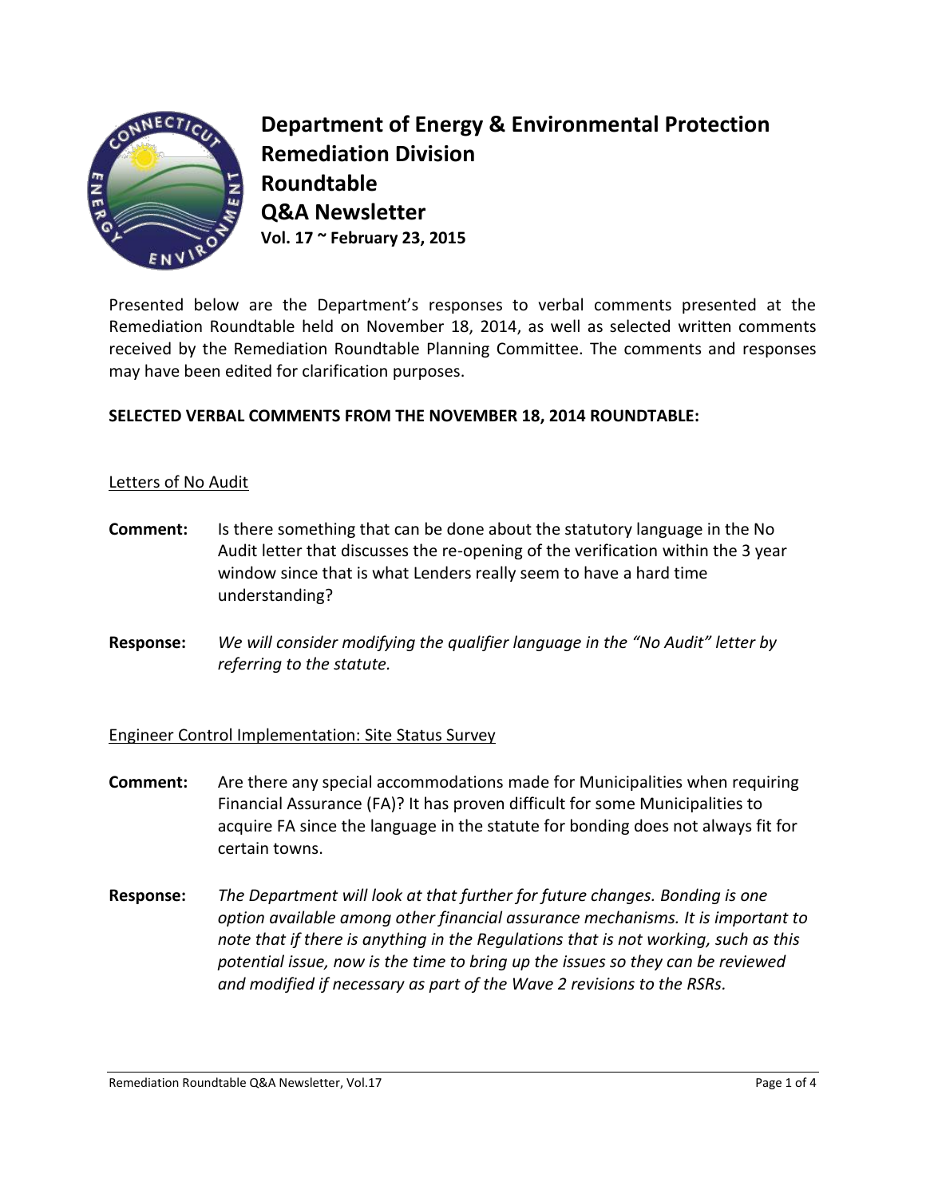# Department of Energy & Environmental Protection
# Remediation Division
# Roundtable
# Q&A Newsletter

**Vol. 17 ~ February 23, 2015**

Presented below are the Department's responses to verbal comments presented at the Remediation Roundtable held on November 18, 2014, as well as selected written comments received by the Remediation Roundtable Planning Committee. The comments and responses may have been edited for clarification purposes.

**SELECTED VERBAL COMMENTS FROM THE NOVEMBER 18, 2014 ROUNDTABLE:**

<u>Letters of No Audit</u>

**Comment:** Is there something that can be done about the statutory language in the No Audit letter that discusses the re-opening of the verification within the 3 year window since that is what Lenders really seem to have a hard time understanding?

**Response:** *We will consider modifying the qualifier language in the "No Audit" letter by referring to the statute.*

<u>Engineer Control Implementation: Site Status Survey</u>

**Comment:** Are there any special accommodations made for Municipalities when requiring Financial Assurance (FA)? It has proven difficult for some Municipalities to acquire FA since the language in the statute for bonding does not always fit for certain towns.

**Response:** *The Department will look at that further for future changes. Bonding is one option available among other financial assurance mechanisms. It is important to note that if there is anything in the Regulations that is not working, such as this potential issue, now is the time to bring up the issues so they can be reviewed and modified if necessary as part of the Wave 2 revisions to the RSRs.*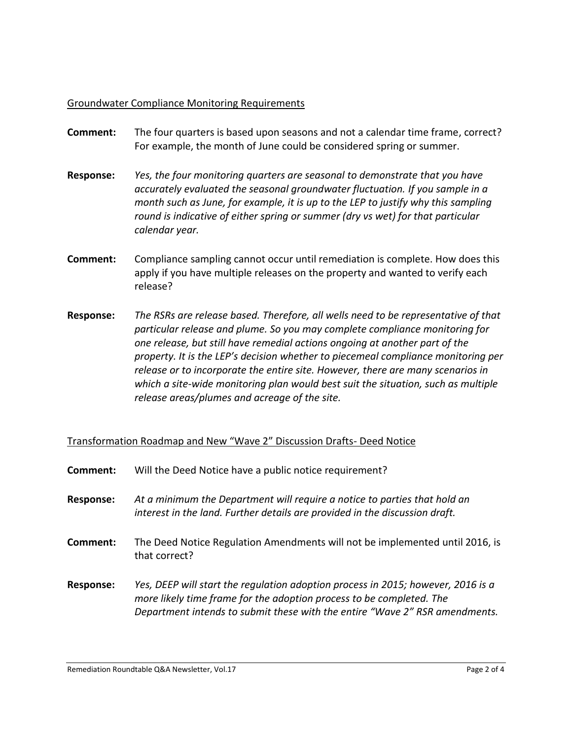## Groundwater Compliance Monitoring Requirements

**Comment:** The four quarters is based upon seasons and not a calendar time frame, correct? For example, the month of June could be considered spring or summer.

**Response:** *Yes, the four monitoring quarters are seasonal to demonstrate that you have accurately evaluated the seasonal groundwater fluctuation. If you sample in a month such as June, for example, it is up to the LEP to justify why this sampling round is indicative of either spring or summer (dry vs wet) for that particular calendar year.*

**Comment:** Compliance sampling cannot occur until remediation is complete. How does this apply if you have multiple releases on the property and wanted to verify each release?

**Response:** *The RSRs are release based. Therefore, all wells need to be representative of that particular release and plume. So you may complete compliance monitoring for one release, but still have remedial actions ongoing at another part of the property. It is the LEP's decision whether to piecemeal compliance monitoring per release or to incorporate the entire site. However, there are many scenarios in which a site-wide monitoring plan would best suit the situation, such as multiple release areas/plumes and acreage of the site.*

## Transformation Roadmap and New "Wave 2" Discussion Drafts- Deed Notice

**Comment:** Will the Deed Notice have a public notice requirement?

**Response:** *At a minimum the Department will require a notice to parties that hold an interest in the land. Further details are provided in the discussion draft.*

**Comment:** The Deed Notice Regulation Amendments will not be implemented until 2016, is that correct?

**Response:** *Yes, DEEP will start the regulation adoption process in 2015; however, 2016 is a more likely time frame for the adoption process to be completed. The Department intends to submit these with the entire "Wave 2" RSR amendments.*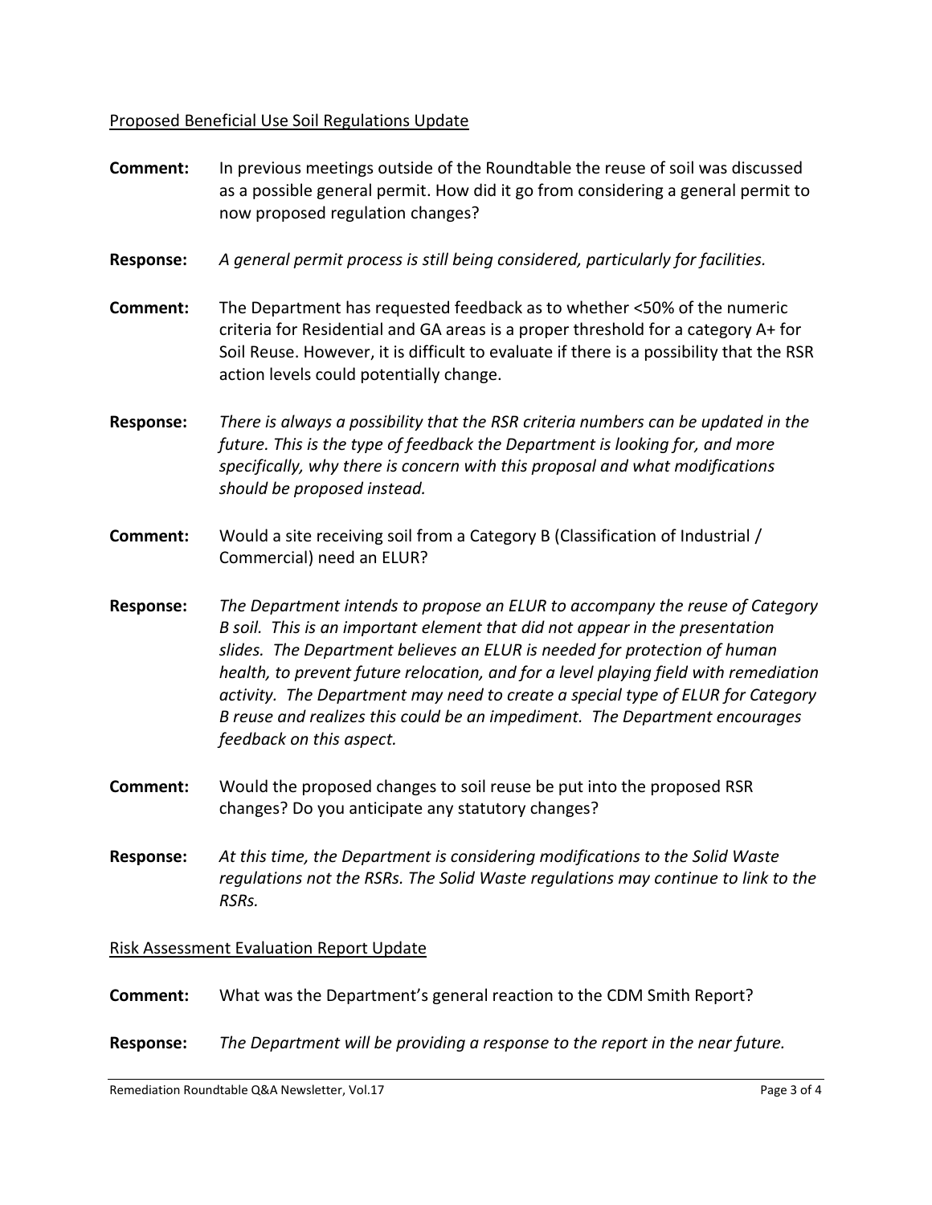<u>Proposed Beneficial Use Soil Regulations Update</u>

**Comment:** In previous meetings outside of the Roundtable the reuse of soil was discussed as a possible general permit. How did it go from considering a general permit to now proposed regulation changes?

**Response:** *A general permit process is still being considered, particularly for facilities.*

**Comment:** The Department has requested feedback as to whether <50% of the numeric criteria for Residential and GA areas is a proper threshold for a category A+ for Soil Reuse. However, it is difficult to evaluate if there is a possibility that the RSR action levels could potentially change.

**Response:** *There is always a possibility that the RSR criteria numbers can be updated in the future. This is the type of feedback the Department is looking for, and more specifically, why there is concern with this proposal and what modifications should be proposed instead.*

**Comment:** Would a site receiving soil from a Category B (Classification of Industrial / Commercial) need an ELUR?

**Response:** *The Department intends to propose an ELUR to accompany the reuse of Category B soil. This is an important element that did not appear in the presentation slides. The Department believes an ELUR is needed for protection of human health, to prevent future relocation, and for a level playing field with remediation activity. The Department may need to create a special type of ELUR for Category B reuse and realizes this could be an impediment. The Department encourages feedback on this aspect.*

**Comment:** Would the proposed changes to soil reuse be put into the proposed RSR changes? Do you anticipate any statutory changes?

**Response:** *At this time, the Department is considering modifications to the Solid Waste regulations not the RSRs. The Solid Waste regulations may continue to link to the RSRs.*

<u>Risk Assessment Evaluation Report Update</u>

**Comment:** What was the Department's general reaction to the CDM Smith Report?

**Response:** *The Department will be providing a response to the report in the near future.*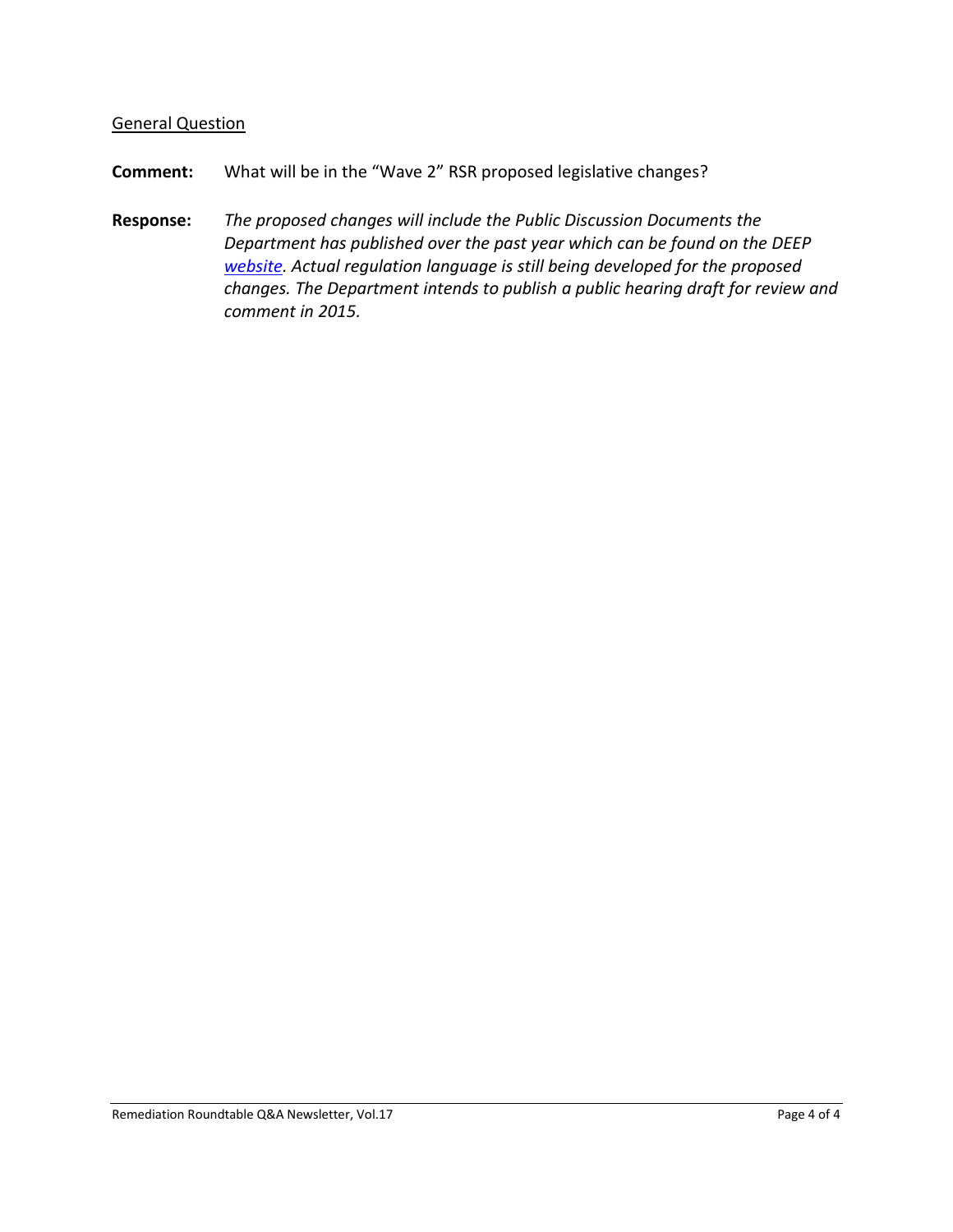General Question

**Comment:** What will be in the "Wave 2" RSR proposed legislative changes?

**Response:** *The proposed changes will include the Public Discussion Documents the Department has published over the past year which can be found on the DEEP website. Actual regulation language is still being developed for the proposed changes. The Department intends to publish a public hearing draft for review and comment in 2015.*